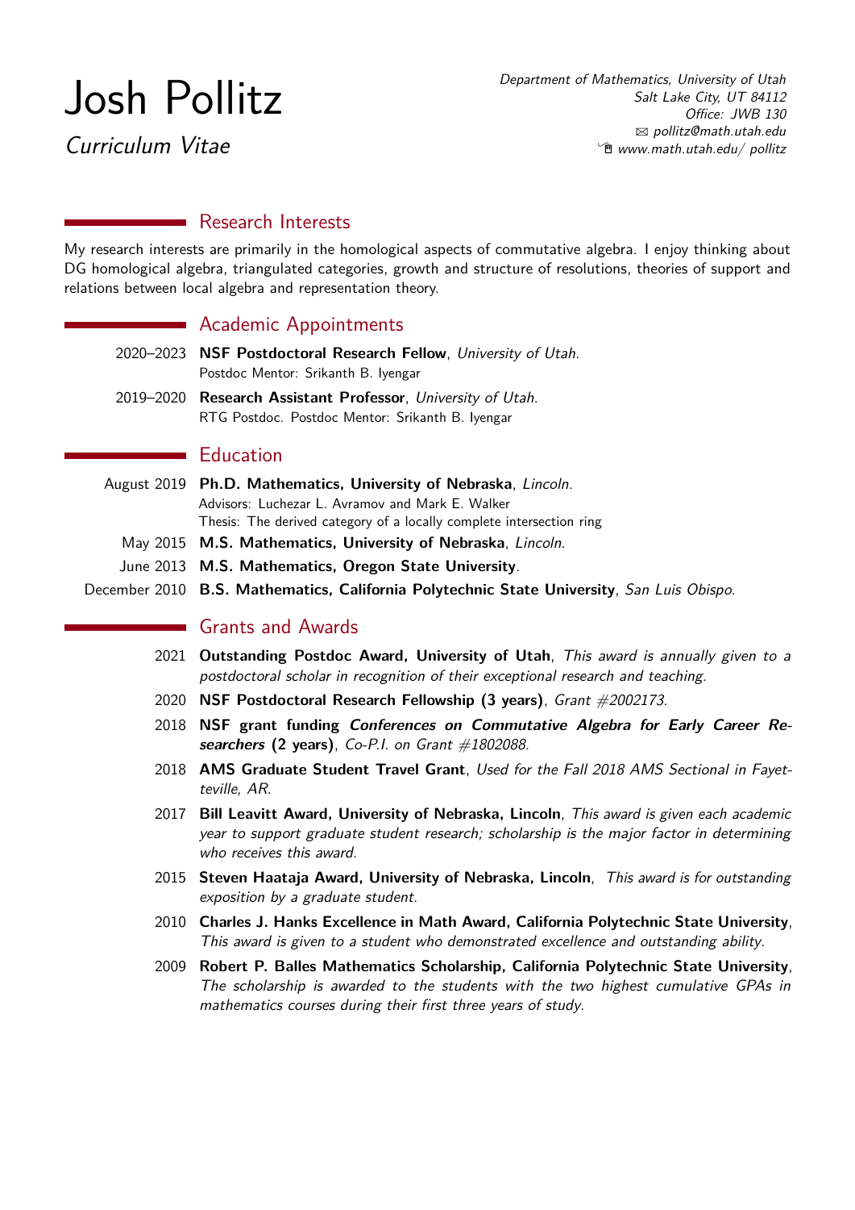# Josh Pollitz

*Curriculum Vitae*

*Department of Mathematics, University of Utah*
*Salt Lake City, UT 84112*
*Office: JWB 130*
*pollitz@math.utah.edu*
*www.math.utah.edu/ pollitz*

## Research Interests

My research interests are primarily in the homological aspects of commutative algebra. I enjoy thinking about DG homological algebra, triangulated categories, growth and structure of resolutions, theories of support and relations between local algebra and representation theory.

## Academic Appointments

2020–2023 **NSF Postdoctoral Research Fellow**, *University of Utah*.
Postdoc Mentor: Srikanth B. Iyengar

2019–2020 **Research Assistant Professor**, *University of Utah*.
RTG Postdoc. Postdoc Mentor: Srikanth B. Iyengar

## Education

August 2019 **Ph.D. Mathematics, University of Nebraska**, *Lincoln*.
Advisors: Luchezar L. Avramov and Mark E. Walker
Thesis: The derived category of a locally complete intersection ring

May 2015 **M.S. Mathematics, University of Nebraska**, *Lincoln*.

June 2013 **M.S. Mathematics, Oregon State University**.

December 2010 **B.S. Mathematics, California Polytechnic State University**, *San Luis Obispo*.

## Grants and Awards

2021 **Outstanding Postdoc Award, University of Utah**, *This award is annually given to a postdoctoral scholar in recognition of their exceptional research and teaching.*

2020 **NSF Postdoctoral Research Fellowship (3 years)**, *Grant #2002173.*

2018 **NSF grant funding *Conferences on Commutative Algebra for Early Career Researchers* (2 years)**, *Co-P.I. on Grant #1802088.*

2018 **AMS Graduate Student Travel Grant**, *Used for the Fall 2018 AMS Sectional in Fayetteville, AR.*

2017 **Bill Leavitt Award, University of Nebraska, Lincoln**, *This award is given each academic year to support graduate student research; scholarship is the major factor in determining who receives this award.*

2015 **Steven Haataja Award, University of Nebraska, Lincoln**, *This award is for outstanding exposition by a graduate student.*

2010 **Charles J. Hanks Excellence in Math Award, California Polytechnic State University**, *This award is given to a student who demonstrated excellence and outstanding ability.*

2009 **Robert P. Balles Mathematics Scholarship, California Polytechnic State University**, *The scholarship is awarded to the students with the two highest cumulative GPAs in mathematics courses during their first three years of study.*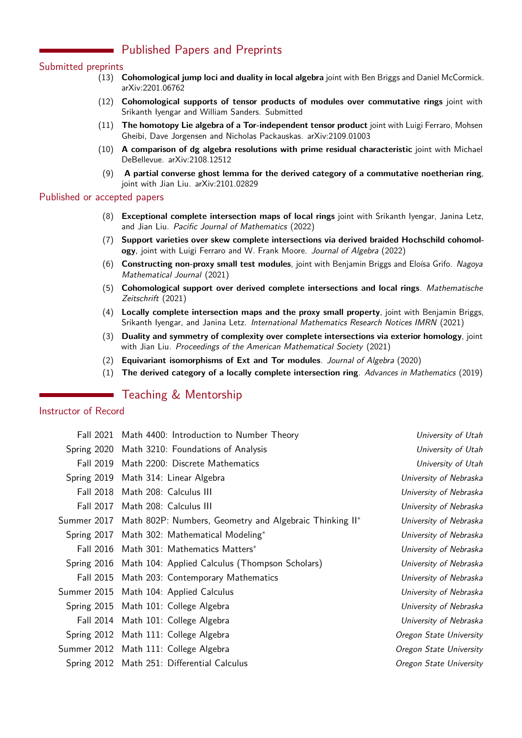## Published Papers and Preprints

### Submitted preprints

(13) **Cohomological jump loci and duality in local algebra** joint with Ben Briggs and Daniel McCormick. arXiv:2201.06762

(12) **Cohomological supports of tensor products of modules over commutative rings** joint with Srikanth Iyengar and William Sanders. Submitted

(11) **The homotopy Lie algebra of a Tor-independent tensor product** joint with Luigi Ferraro, Mohsen Gheibi, Dave Jorgensen and Nicholas Packauskas. arXiv:2109.01003

(10) **A comparison of dg algebra resolutions with prime residual characteristic** joint with Michael DeBellevue. arXiv:2108.12512

(9) **A partial converse ghost lemma for the derived category of a commutative noetherian ring**, joint with Jian Liu. arXiv:2101.02829

### Published or accepted papers

(8) **Exceptional complete intersection maps of local rings** joint with Srikanth Iyengar, Janina Letz, and Jian Liu. *Pacific Journal of Mathematics* (2022)

(7) **Support varieties over skew complete intersections via derived braided Hochschild cohomology**, joint with Luigi Ferraro and W. Frank Moore. *Journal of Algebra* (2022)

(6) **Constructing non-proxy small test modules**, joint with Benjamin Briggs and Eloísa Grifo. *Nagoya Mathematical Journal* (2021)

(5) **Cohomological support over derived complete intersections and local rings**. *Mathematische Zeitschrift* (2021)

(4) **Locally complete intersection maps and the proxy small property**, joint with Benjamin Briggs, Srikanth Iyengar, and Janina Letz. *International Mathematics Research Notices IMRN* (2021)

(3) **Duality and symmetry of complexity over complete intersections via exterior homology**, joint with Jian Liu. *Proceedings of the American Mathematical Society* (2021)

(2) **Equivariant isomorphisms of Ext and Tor modules**. *Journal of Algebra* (2020)

(1) **The derived category of a locally complete intersection ring**. *Advances in Mathematics* (2019)

## Teaching & Mentorship

### Instructor of Record

| | | |
|---|---|---|
| Fall 2021 | Math 4400: Introduction to Number Theory | *University of Utah* |
| Spring 2020 | Math 3210: Foundations of Analysis | *University of Utah* |
| Fall 2019 | Math 2200: Discrete Mathematics | *University of Utah* |
| Spring 2019 | Math 314: Linear Algebra | *University of Nebraska* |
| Fall 2018 | Math 208: Calculus III | *University of Nebraska* |
| Fall 2017 | Math 208: Calculus III | *University of Nebraska* |
| Summer 2017 | Math 802P: Numbers, Geometry and Algebraic Thinking II* | *University of Nebraska* |
| Spring 2017 | Math 302: Mathematical Modeling* | *University of Nebraska* |
| Fall 2016 | Math 301: Mathematics Matters* | *University of Nebraska* |
| Spring 2016 | Math 104: Applied Calculus (Thompson Scholars) | *University of Nebraska* |
| Fall 2015 | Math 203: Contemporary Mathematics | *University of Nebraska* |
| Summer 2015 | Math 104: Applied Calculus | *University of Nebraska* |
| Spring 2015 | Math 101: College Algebra | *University of Nebraska* |
| Fall 2014 | Math 101: College Algebra | *University of Nebraska* |
| Spring 2012 | Math 111: College Algebra | *Oregon State University* |
| Summer 2012 | Math 111: College Algebra | *Oregon State University* |
| Spring 2012 | Math 251: Differential Calculus | *Oregon State University* |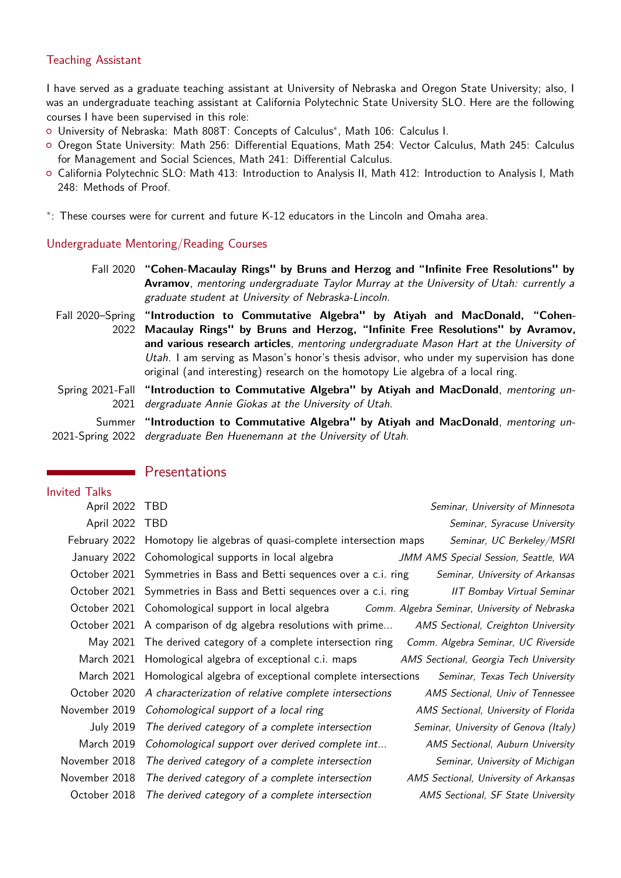### Teaching Assistant

I have served as a graduate teaching assistant at University of Nebraska and Oregon State University; also, I was an undergraduate teaching assistant at California Polytechnic State University SLO. Here are the following courses I have been supervised in this role:

- University of Nebraska: Math 808T: Concepts of Calculus*, Math 106: Calculus I.
- Oregon State University: Math 256: Differential Equations, Math 254: Vector Calculus, Math 245: Calculus for Management and Social Sciences, Math 241: Differential Calculus.
- California Polytechnic SLO: Math 413: Introduction to Analysis II, Math 412: Introduction to Analysis I, Math 248: Methods of Proof.

*: These courses were for current and future K-12 educators in the Lincoln and Omaha area.

### Undergraduate Mentoring/Reading Courses

Fall 2020 — **"Cohen-Macaulay Rings" by Bruns and Herzog and "Infinite Free Resolutions" by Avramov**, *mentoring undergraduate Taylor Murray at the University of Utah: currently a graduate student at University of Nebraska-Lincoln.*

Fall 2020–Spring 2022 — **"Introduction to Commutative Algebra" by Atiyah and MacDonald, "Cohen-Macaulay Rings" by Bruns and Herzog, "Infinite Free Resolutions" by Avramov, and various research articles**, *mentoring undergraduate Mason Hart at the University of Utah.* I am serving as Mason's honor's thesis advisor, who under my supervision has done original (and interesting) research on the homotopy Lie algebra of a local ring.

Spring 2021-Fall 2021 — **"Introduction to Commutative Algebra" by Atiyah and MacDonald**, *mentoring undergraduate Annie Giokas at the University of Utah.*

Summer 2021-Spring 2022 — **"Introduction to Commutative Algebra" by Atiyah and MacDonald**, *mentoring undergraduate Ben Huenemann at the University of Utah.*

## Presentations

### Invited Talks

| Date | Title | Venue |
|---|---|---|
| April 2022 | TBD | *Seminar, University of Minnesota* |
| April 2022 | TBD | *Seminar, Syracuse University* |
| February 2022 | Homotopy lie algebras of quasi-complete intersection maps | *Seminar, UC Berkeley/MSRI* |
| January 2022 | Cohomological supports in local algebra | *JMM AMS Special Session, Seattle, WA* |
| October 2021 | Symmetries in Bass and Betti sequences over a c.i. ring | *Seminar, University of Arkansas* |
| October 2021 | Symmetries in Bass and Betti sequences over a c.i. ring | *IIT Bombay Virtual Seminar* |
| October 2021 | Cohomological support in local algebra | *Comm. Algebra Seminar, University of Nebraska* |
| October 2021 | A comparison of dg algebra resolutions with prime... | *AMS Sectional, Creighton University* |
| May 2021 | The derived category of a complete intersection ring | *Comm. Algebra Seminar, UC Riverside* |
| March 2021 | Homological algebra of exceptional c.i. maps | *AMS Sectional, Georgia Tech University* |
| March 2021 | Homological algebra of exceptional complete intersections | *Seminar, Texas Tech University* |
| October 2020 | *A characterization of relative complete intersections* | *AMS Sectional, Univ of Tennessee* |
| November 2019 | *Cohomological support of a local ring* | *AMS Sectional, University of Florida* |
| July 2019 | *The derived category of a complete intersection* | *Seminar, University of Genova (Italy)* |
| March 2019 | *Cohomological support over derived complete int...* | *AMS Sectional, Auburn University* |
| November 2018 | *The derived category of a complete intersection* | *Seminar, University of Michigan* |
| November 2018 | *The derived category of a complete intersection* | *AMS Sectional, University of Arkansas* |
| October 2018 | *The derived category of a complete intersection* | *AMS Sectional, SF State University* |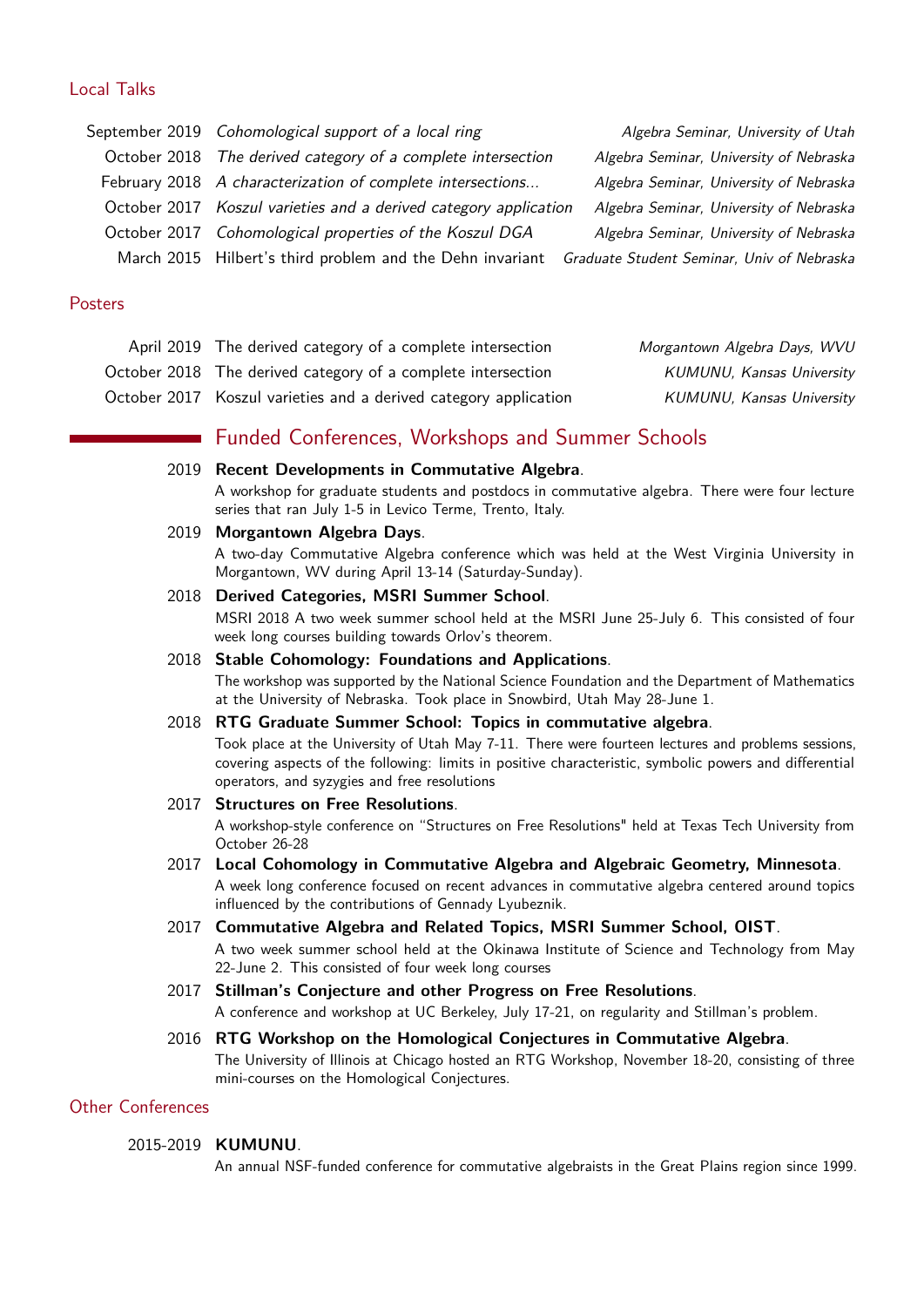### Local Talks

| | | |
|---|---|---|
| September 2019 | *Cohomological support of a local ring* | *Algebra Seminar, University of Utah* |
| October 2018 | *The derived category of a complete intersection* | *Algebra Seminar, University of Nebraska* |
| February 2018 | *A characterization of complete intersections...* | *Algebra Seminar, University of Nebraska* |
| October 2017 | *Koszul varieties and a derived category application* | *Algebra Seminar, University of Nebraska* |
| October 2017 | *Cohomological properties of the Koszul DGA* | *Algebra Seminar, University of Nebraska* |
| March 2015 | Hilbert's third problem and the Dehn invariant | *Graduate Student Seminar, Univ of Nebraska* |

### Posters

| | | |
|---|---|---|
| April 2019 | The derived category of a complete intersection | *Morgantown Algebra Days, WVU* |
| October 2018 | The derived category of a complete intersection | *KUMUNU, Kansas University* |
| October 2017 | Koszul varieties and a derived category application | *KUMUNU, Kansas University* |

## Funded Conferences, Workshops and Summer Schools

2019 **Recent Developments in Commutative Algebra**.
A workshop for graduate students and postdocs in commutative algebra. There were four lecture series that ran July 1-5 in Levico Terme, Trento, Italy.

2019 **Morgantown Algebra Days**.
A two-day Commutative Algebra conference which was held at the West Virginia University in Morgantown, WV during April 13-14 (Saturday-Sunday).

2018 **Derived Categories, MSRI Summer School**.
MSRI 2018 A two week summer school held at the MSRI June 25-July 6. This consisted of four week long courses building towards Orlov's theorem.

2018 **Stable Cohomology: Foundations and Applications**.
The workshop was supported by the National Science Foundation and the Department of Mathematics at the University of Nebraska. Took place in Snowbird, Utah May 28-June 1.

2018 **RTG Graduate Summer School: Topics in commutative algebra**.
Took place at the University of Utah May 7-11. There were fourteen lectures and problems sessions, covering aspects of the following: limits in positive characteristic, symbolic powers and differential operators, and syzygies and free resolutions

2017 **Structures on Free Resolutions**.
A workshop-style conference on "Structures on Free Resolutions" held at Texas Tech University from October 26-28

2017 **Local Cohomology in Commutative Algebra and Algebraic Geometry, Minnesota**.
A week long conference focused on recent advances in commutative algebra centered around topics influenced by the contributions of Gennady Lyubeznik.

2017 **Commutative Algebra and Related Topics, MSRI Summer School, OIST**.
A two week summer school held at the Okinawa Institute of Science and Technology from May 22-June 2. This consisted of four week long courses

2017 **Stillman's Conjecture and other Progress on Free Resolutions**.
A conference and workshop at UC Berkeley, July 17-21, on regularity and Stillman's problem.

2016 **RTG Workshop on the Homological Conjectures in Commutative Algebra**.
The University of Illinois at Chicago hosted an RTG Workshop, November 18-20, consisting of three mini-courses on the Homological Conjectures.

### Other Conferences

2015-2019 **KUMUNU**.
An annual NSF-funded conference for commutative algebraists in the Great Plains region since 1999.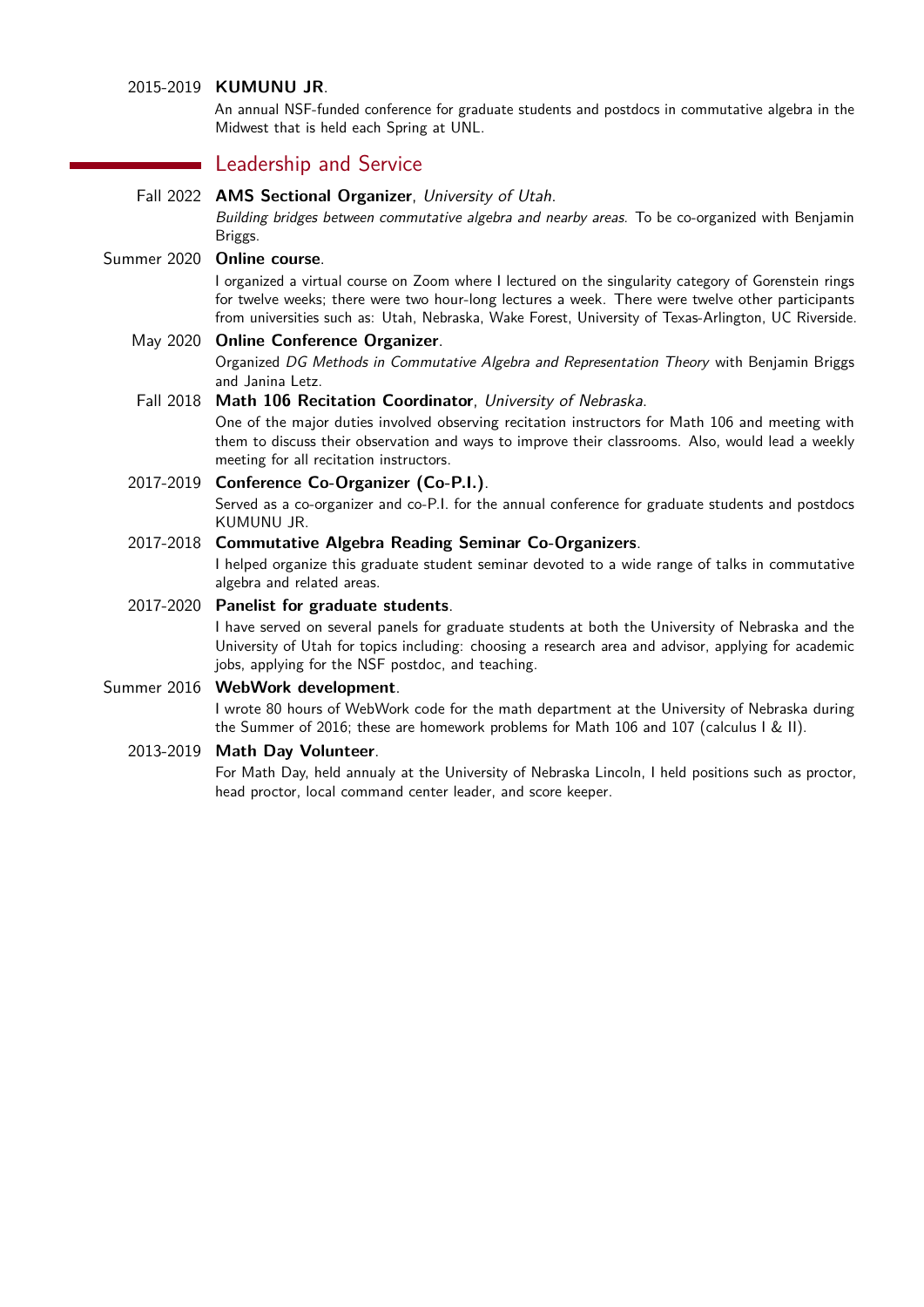2015-2019 **KUMUNU JR**.

An annual NSF-funded conference for graduate students and postdocs in commutative algebra in the Midwest that is held each Spring at UNL.

## Leadership and Service

Fall 2022 **AMS Sectional Organizer**, *University of Utah*.

*Building bridges between commutative algebra and nearby areas*. To be co-organized with Benjamin Briggs.

Summer 2020 **Online course**.

I organized a virtual course on Zoom where I lectured on the singularity category of Gorenstein rings for twelve weeks; there were two hour-long lectures a week. There were twelve other participants from universities such as: Utah, Nebraska, Wake Forest, University of Texas-Arlington, UC Riverside.

May 2020 **Online Conference Organizer**.

Organized *DG Methods in Commutative Algebra and Representation Theory* with Benjamin Briggs and Janina Letz.

Fall 2018 **Math 106 Recitation Coordinator**, *University of Nebraska*.

One of the major duties involved observing recitation instructors for Math 106 and meeting with them to discuss their observation and ways to improve their classrooms. Also, would lead a weekly meeting for all recitation instructors.

2017-2019 **Conference Co-Organizer (Co-P.I.)**.

Served as a co-organizer and co-P.I. for the annual conference for graduate students and postdocs KUMUNU JR.

2017-2018 **Commutative Algebra Reading Seminar Co-Organizers**.

I helped organize this graduate student seminar devoted to a wide range of talks in commutative algebra and related areas.

2017-2020 **Panelist for graduate students**.

I have served on several panels for graduate students at both the University of Nebraska and the University of Utah for topics including: choosing a research area and advisor, applying for academic jobs, applying for the NSF postdoc, and teaching.

Summer 2016 **WebWork development**.

I wrote 80 hours of WebWork code for the math department at the University of Nebraska during the Summer of 2016; these are homework problems for Math 106 and 107 (calculus I & II).

2013-2019 **Math Day Volunteer**.

For Math Day, held annualy at the University of Nebraska Lincoln, I held positions such as proctor, head proctor, local command center leader, and score keeper.